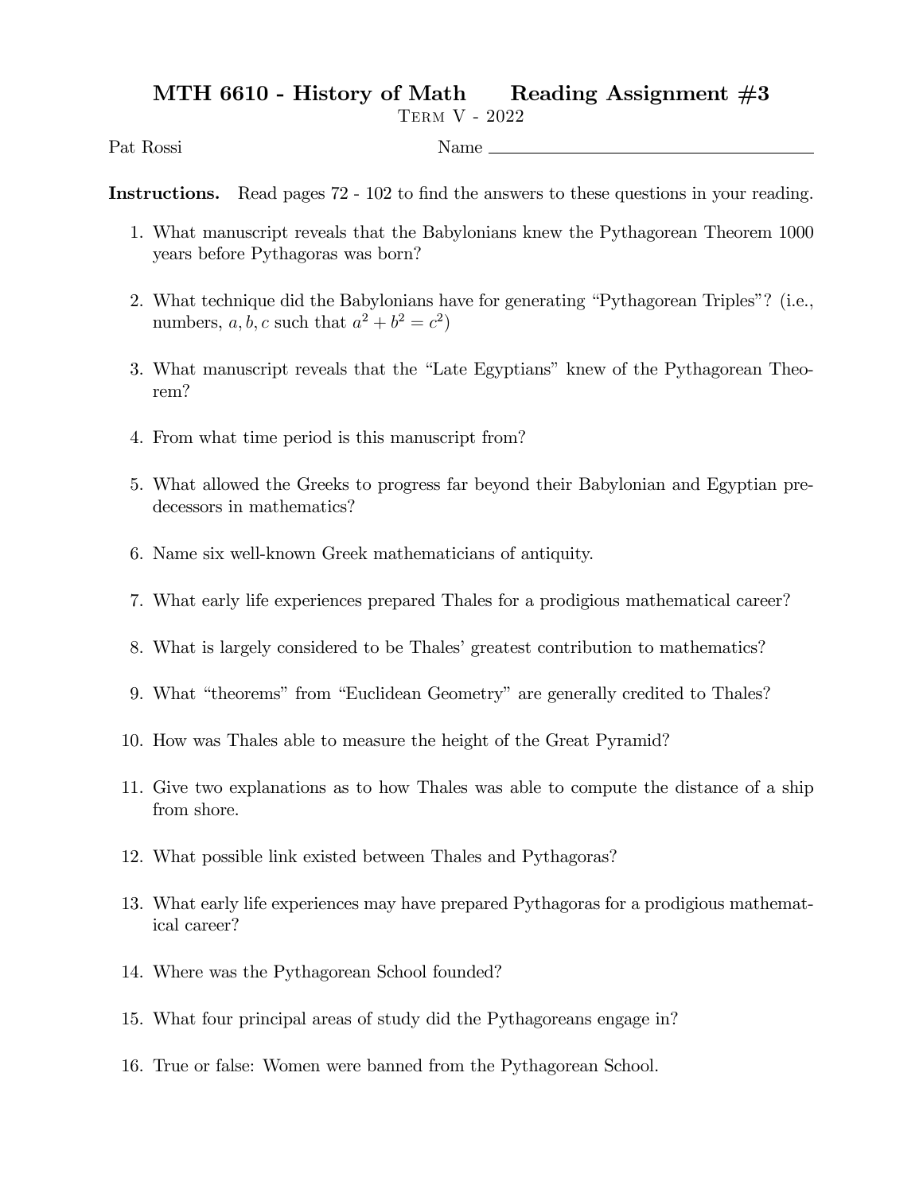# MTH 6610 - History of Math    Reading Assignment #3

Term V - 2022

Pat Rossi                                        Name ________________________

**Instructions.** Read pages 72 - 102 to find the answers to these questions in your reading.

1. What manuscript reveals that the Babylonians knew the Pythagorean Theorem 1000 years before Pythagoras was born?

2. What technique did the Babylonians have for generating "Pythagorean Triples"? (i.e., numbers, $a, b, c$ such that $a^2 + b^2 = c^2$)

3. What manuscript reveals that the "Late Egyptians" knew of the Pythagorean Theorem?

4. From what time period is this manuscript from?

5. What allowed the Greeks to progress far beyond their Babylonian and Egyptian predecessors in mathematics?

6. Name six well-known Greek mathematicians of antiquity.

7. What early life experiences prepared Thales for a prodigious mathematical career?

8. What is largely considered to be Thales' greatest contribution to mathematics?

9. What "theorems" from "Euclidean Geometry" are generally credited to Thales?

10. How was Thales able to measure the height of the Great Pyramid?

11. Give two explanations as to how Thales was able to compute the distance of a ship from shore.

12. What possible link existed between Thales and Pythagoras?

13. What early life experiences may have prepared Pythagoras for a prodigious mathematical career?

14. Where was the Pythagorean School founded?

15. What four principal areas of study did the Pythagoreans engage in?

16. True or false: Women were banned from the Pythagorean School.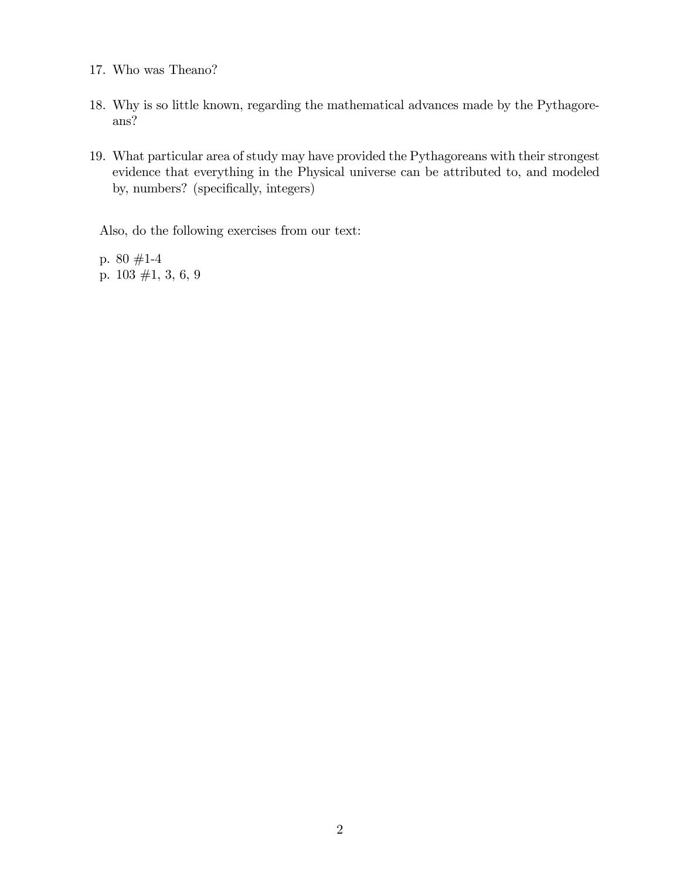17. Who was Theano?

18. Why is so little known, regarding the mathematical advances made by the Pythagoreans?

19. What particular area of study may have provided the Pythagoreans with their strongest evidence that everything in the Physical universe can be attributed to, and modeled by, numbers? (specifically, integers)

Also, do the following exercises from our text:

p. 80 #1-4
p. 103 #1, 3, 6, 9